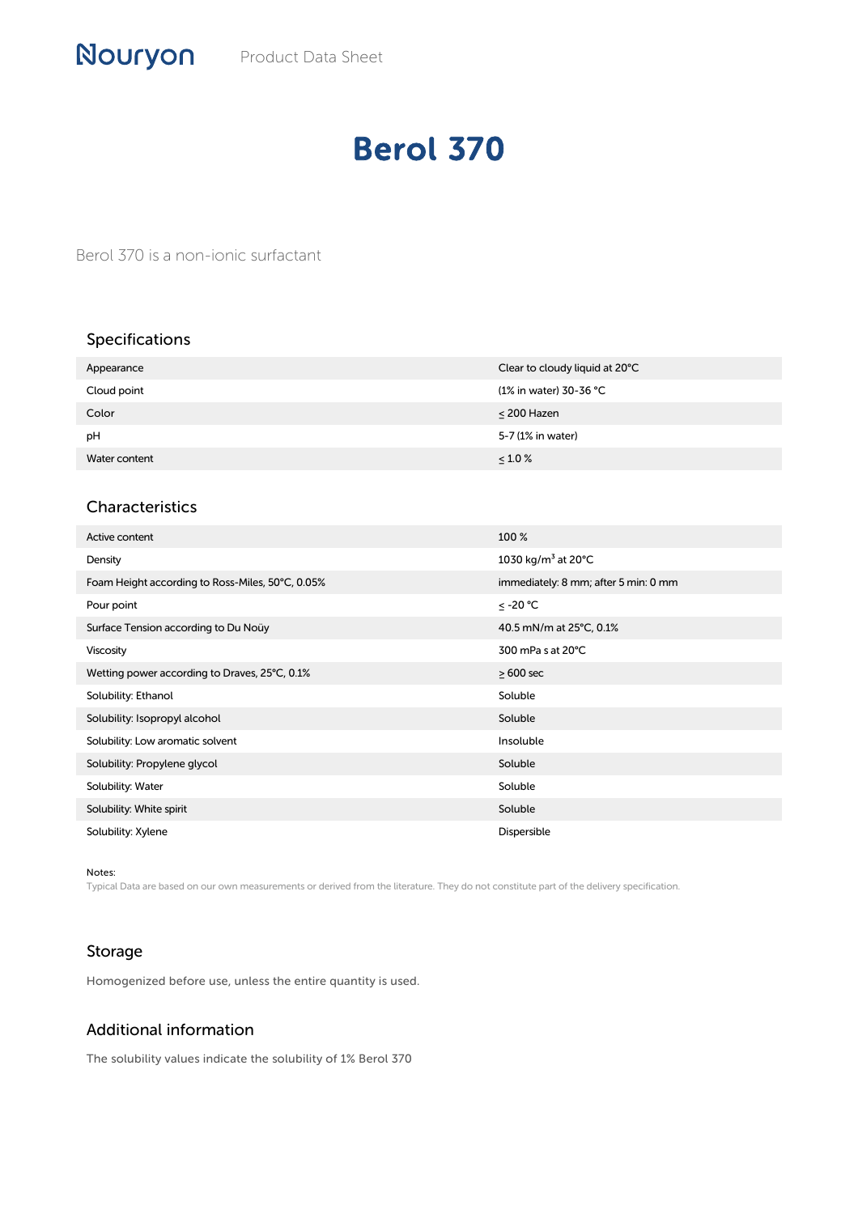Nouryon Product Data Sheet

# Berol 370

Berol 370 is a non-ionic surfactant

## Specifications

| | |
|---|---|
| Appearance | Clear to cloudy liquid at 20°C |
| Cloud point | (1% in water) 30-36 °C |
| Color | ≤ 200 Hazen |
| pH | 5-7 (1% in water) |
| Water content | ≤ 1.0 % |

## Characteristics

| | |
|---|---|
| Active content | 100 % |
| Density | 1030 kg/m$^3$ at 20°C |
| Foam Height according to Ross-Miles, 50°C, 0.05% | immediately: 8 mm; after 5 min: 0 mm |
| Pour point | ≤ -20 °C |
| Surface Tension according to Du Noüy | 40.5 mN/m at 25°C, 0.1% |
| Viscosity | 300 mPa s at 20°C |
| Wetting power according to Draves, 25°C, 0.1% | ≥ 600 sec |
| Solubility: Ethanol | Soluble |
| Solubility: Isopropyl alcohol | Soluble |
| Solubility: Low aromatic solvent | Insoluble |
| Solubility: Propylene glycol | Soluble |
| Solubility: Water | Soluble |
| Solubility: White spirit | Soluble |
| Solubility: Xylene | Dispersible |

Notes:
Typical Data are based on our own measurements or derived from the literature. They do not constitute part of the delivery specification.

## Storage

Homogenized before use, unless the entire quantity is used.

## Additional information

The solubility values indicate the solubility of 1% Berol 370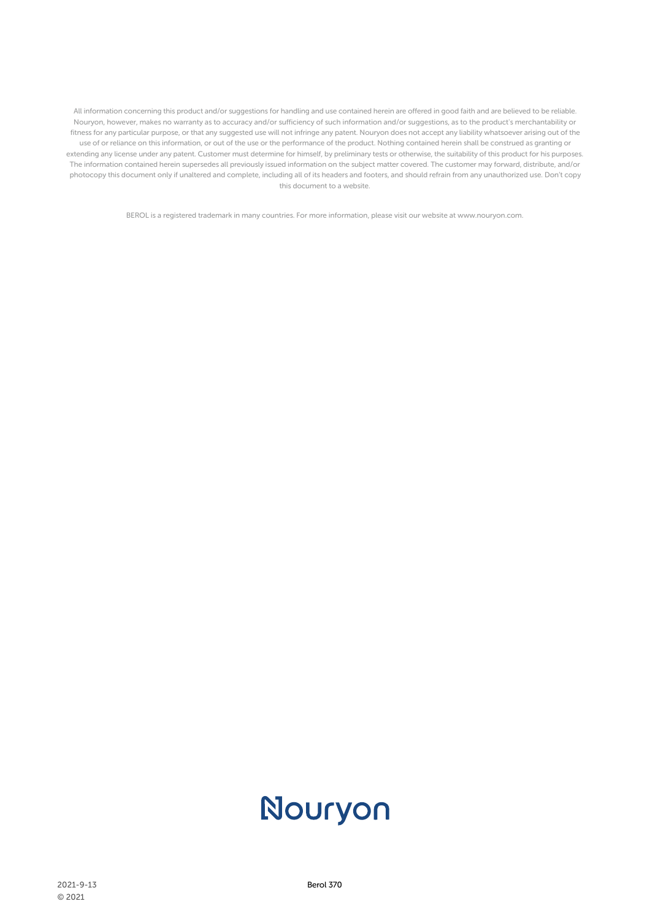All information concerning this product and/or suggestions for handling and use contained herein are offered in good faith and are believed to be reliable. Nouryon, however, makes no warranty as to accuracy and/or sufficiency of such information and/or suggestions, as to the product's merchantability or fitness for any particular purpose, or that any suggested use will not infringe any patent. Nouryon does not accept any liability whatsoever arising out of the use of or reliance on this information, or out of the use or the performance of the product. Nothing contained herein shall be construed as granting or extending any license under any patent. Customer must determine for himself, by preliminary tests or otherwise, the suitability of this product for his purposes. The information contained herein supersedes all previously issued information on the subject matter covered. The customer may forward, distribute, and/or photocopy this document only if unaltered and complete, including all of its headers and footers, and should refrain from any unauthorized use. Don't copy this document to a website.

BEROL is a registered trademark in many countries. For more information, please visit our website at www.nouryon.com.

Nouryon

2021-9-13
© 2021

Berol 370